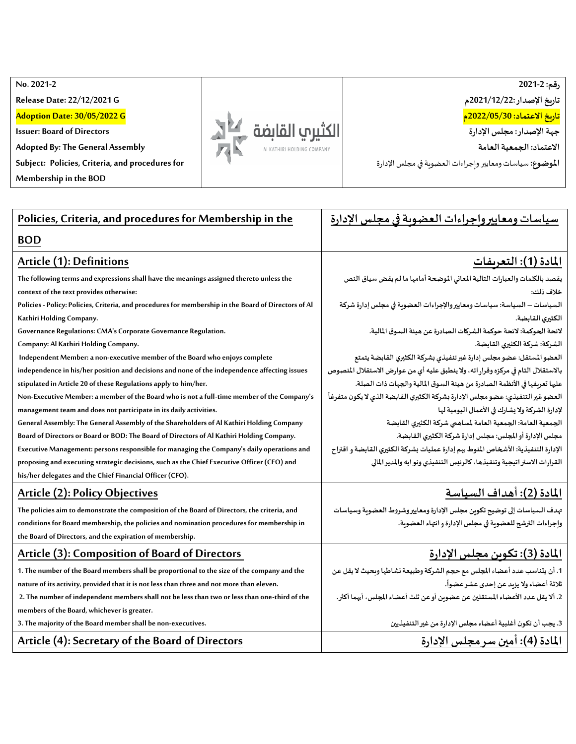| No. 2021-2<br>Release Date: 22/12/2021 G<br>**Adoption Date: 30/05/2022 G**<br>Issuer: Board of Directors<br>Adopted By: The General Assembly<br>Subject: Policies, Criteria, and procedures for Membership in the BOD | الكثيري القابضة<br>Al KATHIRI HOLDING COMPANY | رقم: 2-2021<br>تاريخ الإصدار :2021/12/22م<br>**تاريخ الاعتماد: 2022/05/30م**<br>جهة الإصدار : مجلس الإدارة<br>الاعتماد: الجمعية العامة<br>الموضوع: سياسات ومعايير وإجراءات العضوية في مجلس الإدارة |
|---|---|---|

| **Policies, Criteria, and procedures for Membership in the BOD** | **سياسات ومعايير وإجراءات العضوية في مجلس الإدارة** |
|---|---|
| **Article (1): Definitions** | **المادة (1): التعريفات** |
| The following terms and expressions shall have the meanings assigned thereto unless the context of the text provides otherwise:<br>Policies - Policy: Policies, Criteria, and procedures for membership in the Board of Directors of Al Kathiri Holding Company.<br>Governance Regulations: CMA's Corporate Governance Regulation.<br>Company: Al Kathiri Holding Company.<br>Independent Member: a non-executive member of the Board who enjoys complete independence in his/her position and decisions and none of the independence affecting issues stipulated in Article 20 of these Regulations apply to him/her.<br>Non-Executive Member: a member of the Board who is not a full-time member of the Company's management team and does not participate in its daily activities.<br>General Assembly: The General Assembly of the Shareholders of Al Kathiri Holding Company<br>Board of Directors or Board or BOD: The Board of Directors of Al Kathiri Holding Company.<br>Executive Management: persons responsible for managing the Company's daily operations and proposing and executing strategic decisions, such as the Chief Executive Officer (CEO) and his/her delegates and the Chief Financial Officer (CFO). | يقصد بالكلمات والعبارات التالية المعاني الموضحة أمامها ما لم يقض سياق النص خلاف ذلك:<br>السياسات – السياسة: سياسات ومعايير والإجراءات العضوية في مجلس إدارة شركة الكثيري القابضة.<br>لائحة الحوكمة: لائحة حوكمة الشركات الصادرة عن هيئة السوق المالية.<br>الشركة: شركة الكثيري القابضة.<br>العضو المستقل: عضو مجلس إدارة غير تنفيذي بشركة الكثيري القابضة يتمتع بالاستقلال التام في مركزه وقراراته، ولا ينطبق عليه أي من عوارض الاستقلال المنصوص عليها تعريفها في الأنظمة الصادرة من هيئة السوق المالية والجهات ذات الصلة.<br>العضو غير التنفيذي: عضو مجلس الإدارة بشركة الكثيري القابضة الذي لا يكون متفرغاً لإدارة الشركة ولا يشارك في الأعمال اليومية لها<br>الجمعية العامة: الجمعية العامة لمساهمي شركة الكثيري القابضة<br>مجلس الإدارة أو المجلس: مجلس إدارة شركة الكثيري القابضة.<br>الإدارة التنفيذية: الأشخاص المنوط بهم إدارة عمليات بشركة الكثيري القابضة و اقتراح القرارات الاستراتيجية وتنفيذها، كالرئيس التنفيذي ونو ابه والمدير المالي |
| **Article (2): Policy Objectives** | **المادة (2): أهداف السياسة** |
| The policies aim to demonstrate the composition of the Board of Directors, the criteria, and conditions for Board membership, the policies and nomination procedures for membership in the Board of Directors, and the expiration of membership. | تهدف السياسات إلى توضيح تكوين مجلس الإدارة ومعايير وشروط العضوية وسياسات وإجراءات الترشح للعضوية في مجلس الإدارة و انتهاء العضوية. |
| **Article (3): Composition of Board of Directors** | **المادة (3): تكوين مجلس الإدارة** |
| 1. The number of the Board members shall be proportional to the size of the company and the nature of its activity, provided that it is not less than three and not more than eleven.<br>2. The number of independent members shall not be less than two or less than one-third of the members of the Board, whichever is greater.<br>3. The majority of the Board member shall be non-executives. | 1. أن يتناسب عدد أعضاء المجلس مع حجم الشركة وطبيعة نشاطها وبحيث لا يقل عن ثلاثة أعضاء ولا يزيد عن إحدى عشر عضواً.<br>2. ألا يقل عدد الأعضاء المستقلين عن عضوين أو عن ثلث أعضاء المجلس، أيهما أكثر.<br>3. يجب أن تكون أغلبية أعضاء مجلس الإدارة من غير التنفيذيين |
| **Article (4): Secretary of the Board of Directors** | **المادة (4): أمين سر مجلس الإدارة** |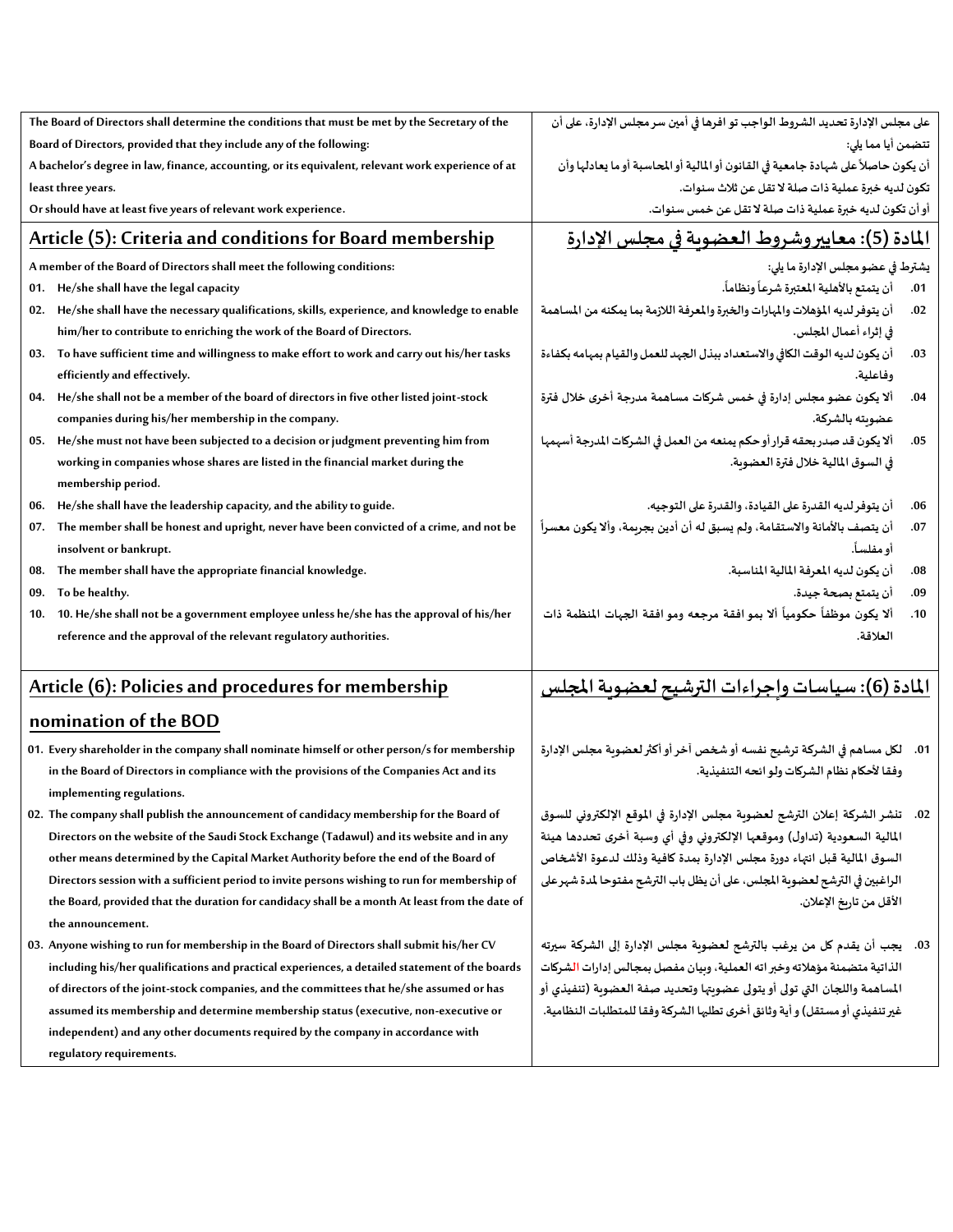| The Board of Directors shall determine the conditions that must be met by the Secretary of the Board of Directors, provided that they include any of the following: | على مجلس الإدارة تحديد الشروط الواجب تو افرها في أمين سر مجلس الإدارة، على أن تتضمن أيا مما يلي: |
|---|---|
| A bachelor's degree in law, finance, accounting, or its equivalent, relevant work experience of at least three years. | أن يكون حاصلاً على شهادة جامعية في القانون أو المالية أو المحاسبة أو ما يعادلها وأن تكون لديه خبرة عملية ذات صلة لا تقل عن ثلاث سنوات. |
| Or should have at least five years of relevant work experience. | أو أن تكون لديه خبرة عملية ذات صلة لا تقل عن خمس سنوات. |
| **Article (5): Criteria and conditions for Board membership** | **المادة (5): معاييروشروط العضوية في مجلس الإدارة** |
| A member of the Board of Directors shall meet the following conditions: | يشترط في عضو مجلس الإدارة ما يلي: |
| 01. He/she shall have the legal capacity | .01 أن يتمتع بالأهلية المعتبرة شرعاً ونظاماً. |
| 02. He/she shall have the necessary qualifications, skills, experience, and knowledge to enable him/her to contribute to enriching the work of the Board of Directors. | .02 أن يتوفر لديه المؤهلات والمهارات والخبرة والمعرفة اللازمة بما يمكنه من المساهمة في إثراء أعمال المجلس. |
| 03. To have sufficient time and willingness to make effort to work and carry out his/her tasks efficiently and effectively. | .03 أن يكون لديه الوقت الكافي والاستعداد ببذل الجهد للعمل والقيام بمهامه بكفاءة وفاعلية. |
| 04. He/she shall not be a member of the board of directors in five other listed joint-stock companies during his/her membership in the company. | .04 ألا يكون عضو مجلس إدارة في خمس شركات مساهمة مدرجة أخرى خلال فترة عضويته بالشركة. |
| 05. He/she must not have been subjected to a decision or judgment preventing him from working in companies whose shares are listed in the financial market during the membership period. | .05 ألا يكون قد صدر بحقه قرار أو حكم يمنعه من العمل في الشركات المدرجة أسهمها في السوق المالية خلال فترة العضوية. |
| 06. He/she shall have the leadership capacity, and the ability to guide. | .06 أن يتوفر لديه القدرة على القيادة، والقدرة على التوجيه. |
| 07. The member shall be honest and upright, never have been convicted of a crime, and not be insolvent or bankrupt. | .07 أن يتصف بالأمانة والاستقامة، ولم يسبق له أن أدين بجريمة، وألا يكون معسراً أو مفلساً. |
| 08. The member shall have the appropriate financial knowledge. | .08 أن يكون لديه المعرفة المالية المناسبة. |
| 09. To be healthy. | .09 أن يتمتع بصحة جيدة. |
| 10. 10. He/she shall not be a government employee unless he/she has the approval of his/her reference and the approval of the relevant regulatory authorities. | .10 ألا يكون موظفاً حكومياً ألا بمو افقة مرجعه ومو افقة الجهات المنظمة ذات العلاقة. |
| **Article (6): Policies and procedures for membership nomination of the BOD** | **المادة (6): سياسات وإجراءات الترشيح لعضوية المجلس** |
| 01. Every shareholder in the company shall nominate himself or other person/s for membership in the Board of Directors in compliance with the provisions of the Companies Act and its implementing regulations. | .01 لكل مساهم في الشركة ترشيح نفسه أو شخص آخر أو أكثر لعضوية مجلس الإدارة وفقا لأحكام نظام الشركات ولو ائحه التنفيذية. |
| 02. The company shall publish the announcement of candidacy membership for the Board of Directors on the website of the Saudi Stock Exchange (Tadawul) and its website and in any other means determined by the Capital Market Authority before the end of the Board of Directors session with a sufficient period to invite persons wishing to run for membership of the Board, provided that the duration for candidacy shall be a month At least from the date of the announcement. | .02 تنشر الشركة إعلان الترشح لعضوية مجلس الإدارة في الموقع الإلكتروني للسوق المالية السعودية (تداول) وموقعها الإلكتروني وفي أي وسبة أخرى تحددها هيئة السوق المالية قبل انتهاء دورة مجلس الإدارة بمدة كافية وذلك لدعوة الأشخاص الراغبين في الترشح لعضوية المجلس، على أن يظل باب الترشح مفتوحا لمدة شهر على الأقل من تاريخ الإعلان. |
| 03. Anyone wishing to run for membership in the Board of Directors shall submit his/her CV including his/her qualifications and practical experiences, a detailed statement of the boards of directors of the joint-stock companies, and the committees that he/she assumed or has assumed its membership and determine membership status (executive, non-executive or independent) and any other documents required by the company in accordance with regulatory requirements. | .03 يجب أن يقدم كل من يرغب بالترشح لعضوية مجلس الإدارة إلى الشركة سيرته الذاتية متضمنة مؤهلاته وخبراته العملية، وبيان مفصل بمجالس إدارات الشركات المساهمة واللجان التي تولى أو يتولى عضويتها وتحديد صفة العضوية (تنفيذي أو غير تنفيذي أو مستقل) و أية وثائق أخرى تطلبها الشركة وفقا للمتطلبات النظامية. |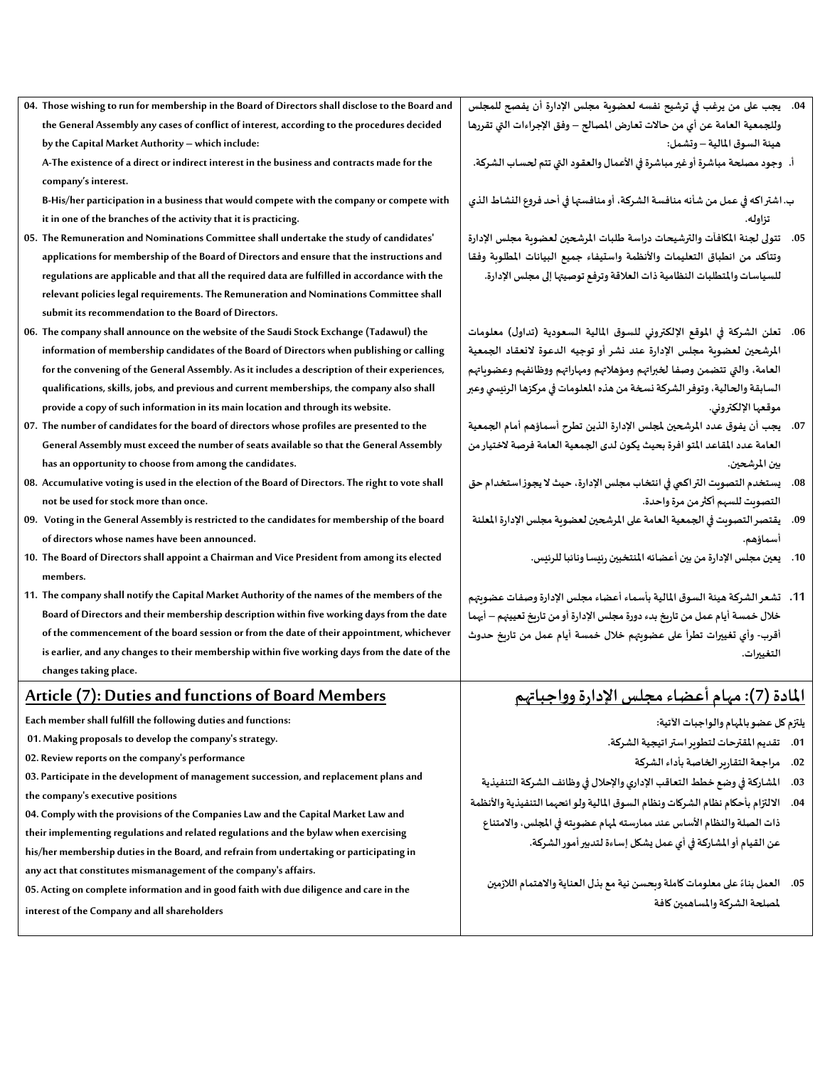| | |
|---|---|
| 04. Those wishing to run for membership in the Board of Directors shall disclose to the Board and the General Assembly any cases of conflict of interest, according to the procedures decided by the Capital Market Authority – which include:<br>A-The existence of a direct or indirect interest in the business and contracts made for the company's interest.<br>B-His/her participation in a business that would compete with the company or compete with it in one of the branches of the activity that it is practicing. | 04. يجب على من يرغب في ترشيح نفسه لعضوية مجلس الإدارة أن يفصح للمجلس وللجمعية العامة عن أي من حالات تعارض المصالح – وفق الإجراءات التي تقررها هيئة السوق المالية – وتشمل:<br>أ. وجود مصلحة مباشرة أو غير مباشرة في الأعمال والعقود التي تتم لحساب الشركة.<br>ب. اشتراكه في عمل من شأنه منافسة الشركة، أو منافستها في أحد فروع النشاط الذي تزاوله. |
| 05. The Remuneration and Nominations Committee shall undertake the study of candidates' applications for membership of the Board of Directors and ensure that the instructions and regulations are applicable and that all the required data are fulfilled in accordance with the relevant policies legal requirements. The Remuneration and Nominations Committee shall submit its recommendation to the Board of Directors. | 05. تتولى لجنة المكافآت والترشيحات دراسة طلبات المرشحين لعضوية مجلس الإدارة وتتأكد من انطباق التعليمات والأنظمة واستيفاء جميع البيانات المطلوبة وفقا للسياسات والمتطلبات النظامية ذات العلاقة وترفع توصيتها إلى مجلس الإدارة. |
| 06. The company shall announce on the website of the Saudi Stock Exchange (Tadawul) the information of membership candidates of the Board of Directors when publishing or calling for the convening of the General Assembly. As it includes a description of their experiences, qualifications, skills, jobs, and previous and current memberships, the company also shall provide a copy of such information in its main location and through its website. | 06. تعلن الشركة في الموقع الإلكتروني للسوق المالية السعودية (تداول) معلومات المرشحين لعضوية مجلس الإدارة عند نشر أو توجيه الدعوة لانعقاد الجمعية العامة، والتي تتضمن وصفا لخبراتهم ومؤهلاتهم ومهاراتهم ووظائفهم وعضوياتهم السابقة والحالية، وتوفر الشركة نسخة من هذه المعلومات في مركزها الرئيسي وعبر موقعها الإلكتروني. |
| 07. The number of candidates for the board of directors whose profiles are presented to the General Assembly must exceed the number of seats available so that the General Assembly has an opportunity to choose from among the candidates. | 07. يجب أن يفوق عدد المرشحين لمجلس الإدارة الذين تطرح أسماؤهم أمام الجمعية العامة عدد المقاعد المتوافرة بحيث يكون لدى الجمعية العامة فرصة لاختيار من بين المرشحين. |
| 08. Accumulative voting is used in the election of the Board of Directors. The right to vote shall not be used for stock more than once. | 08. يستخدم التصويت التراكمي في انتخاب مجلس الإدارة، حيث لا يجوز استخدام حق التصويت للسهم أكثر من مرة واحدة. |
| 09. Voting in the General Assembly is restricted to the candidates for membership of the board of directors whose names have been announced. | 09. يقتصر التصويت في الجمعية العامة على المرشحين لعضوية مجلس الإدارة المعلنة أسماؤهم. |
| 10. The Board of Directors shall appoint a Chairman and Vice President from among its elected members. | 10. يعين مجلس الإدارة من بين أعضائه المنتخبين رئيسا ونائبا للرئيس. |
| 11. The company shall notify the Capital Market Authority of the names of the members of the Board of Directors and their membership description within five working days from the date of the commencement of the board session or from the date of their appointment, whichever is earlier, and any changes to their membership within five working days from the date of the changes taking place. | 11. تشعر الشركة هيئة السوق المالية بأسماء أعضاء مجلس الإدارة وصفات عضويتهم خلال خمسة أيام عمل من تاريخ بدء دورة مجلس الإدارة أو من تاريخ تعيينهم – أيهما أقرب- وأي تغييرات تطرأ على عضويتهم خلال خمسة أيام عمل من تاريخ حدوث التغييرات. |
| **Article (7): Duties and functions of Board Members** | **المادة (7): مهام أعضاء مجلس الإدارة وواجباتهم** |
| Each member shall fulfill the following duties and functions:<br>01. Making proposals to develop the company's strategy.<br>02. Review reports on the company's performance<br>03. Participate in the development of management succession, and replacement plans and the company's executive positions<br>04. Comply with the provisions of the Companies Law and the Capital Market Law and their implementing regulations and related regulations and the bylaw when exercising his/her membership duties in the Board, and refrain from undertaking or participating in any act that constitutes mismanagement of the company's affairs.<br>05. Acting on complete information and in good faith with due diligence and care in the interest of the Company and all shareholders | يلتزم كل عضو بالمهام والواجبات الآتية:<br>01. تقديم المقترحات لتطوير استراتيجية الشركة.<br>02. مراجعة التقارير الخاصة بأداء الشركة<br>03. المشاركة في وضع خطط التعاقب الإداري والإحلال في وظائف الشركة التنفيذية<br>04. الالتزام بأحكام نظام الشركات ونظام السوق المالية ولو ائحهما التنفيذية والأنظمة ذات الصلة والنظام الأساس عند ممارسته لمهام عضويته في المجلس، والامتناع عن القيام أو المشاركة في أي عمل يشكل إساءة لتدبير أمور الشركة.<br>05. العمل بناءً على معلومات كاملة وبحسن نية مع بذل العناية والاهتمام اللازمين لمصلحة الشركة والمساهمين كافة |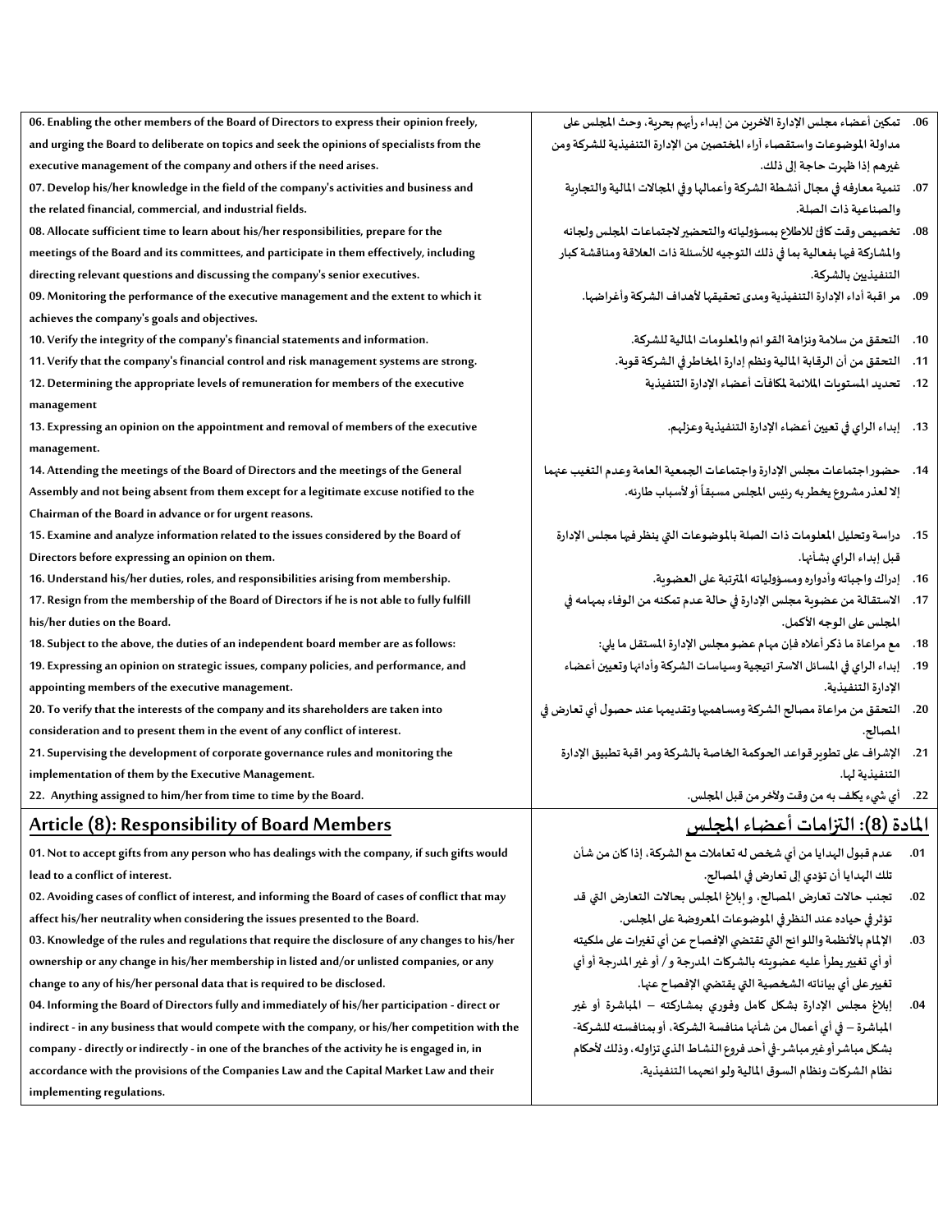| | |
|---|---|
| 06. Enabling the other members of the Board of Directors to express their opinion freely, and urging the Board to deliberate on topics and seek the opinions of specialists from the executive management of the company and others if the need arises. | .06 تمكين أعضاء مجلس الإدارة الآخرين من إبداء رأيهم بحرية، وحث المجلس على مداولة الموضوعات واستقصاء آراء المختصين من الإدارة التنفيذية للشركة ومن غيرهم إذا ظهرت حاجة إلى ذلك. |
| 07. Develop his/her knowledge in the field of the company's activities and business and the related financial, commercial, and industrial fields. | .07 تنمية معارفه في مجال أنشطة الشركة وأعمالها وفي المجالات المالية والتجارية والصناعية ذات الصلة. |
| 08. Allocate sufficient time to learn about his/her responsibilities, prepare for the meetings of the Board and its committees, and participate in them effectively, including directing relevant questions and discussing the company's senior executives. | .08 تخصيص وقت كافٍ للاطلاع بمسؤولياته والتحضير لاجتماعات المجلس ولجانه والمشاركة فيها بفعالية بما في ذلك التوجيه للأسئلة ذات العلاقة ومناقشة كبار التنفيذيين بالشركة. |
| 09. Monitoring the performance of the executive management and the extent to which it achieves the company's goals and objectives. | .09 مراقبة أداء الإدارة التنفيذية ومدى تحقيقها لأهداف الشركة وأغراضها. |
| 10. Verify the integrity of the company's financial statements and information. | .10 التحقق من سلامة ونزاهة القوائم والمعلومات المالية للشركة. |
| 11. Verify that the company's financial control and risk management systems are strong. | .11 التحقق من أن الرقابة المالية ونظم إدارة المخاطر في الشركة قوية. |
| 12. Determining the appropriate levels of remuneration for members of the executive management | .12 تحديد المستويات الملائمة لمكافآت أعضاء الإدارة التنفيذية |
| 13. Expressing an opinion on the appointment and removal of members of the executive management. | .13 إبداء الراي في تعيين أعضاء الإدارة التنفيذية وعزلهم. |
| 14. Attending the meetings of the Board of Directors and the meetings of the General Assembly and not being absent from them except for a legitimate excuse notified to the Chairman of the Board in advance or for urgent reasons. | .14 حضور اجتماعات مجلس الإدارة واجتماعات الجمعية العامة وعدم التغيب عنها إلا لعذر مشروع يخطر به رئيس المجلس مسبقاً أو لأسباب طارئة. |
| 15. Examine and analyze information related to the issues considered by the Board of Directors before expressing an opinion on them. | .15 دراسة وتحليل المعلومات ذات الصلة بالموضوعات التي ينظر فيها مجلس الإدارة قبل إبداء الراي بشأنها. |
| 16. Understand his/her duties, roles, and responsibilities arising from membership. | .16 إدراك واجباته وأدواره ومسؤولياته المترتبة على العضوية. |
| 17. Resign from the membership of the Board of Directors if he is not able to fully fulfill his/her duties on the Board. | .17 الاستقالة من عضوية مجلس الإدارة في حالة عدم تمكنه من الوفاء بمهامه في المجلس على الوجه الأكمل. |
| 18. Subject to the above, the duties of an independent board member are as follows: | .18 مع مراعاة ما ذكر أعلاه فإن مهام عضو مجلس الإدارة المستقل ما يلي: |
| 19. Expressing an opinion on strategic issues, company policies, and performance, and appointing members of the executive management. | .19 إبداء الراي في المسائل الاستراتيجية وسياسات الشركة وأدائها وتعيين أعضاء الإدارة التنفيذية. |
| 20. To verify that the interests of the company and its shareholders are taken into consideration and to present them in the event of any conflict of interest. | .20 التحقق من مراعاة مصالح الشركة ومساهميها وتقديمها عند حصول أي تعارض في المصالح. |
| 21. Supervising the development of corporate governance rules and monitoring the implementation of them by the Executive Management. | .21 الإشراف على تطوير قواعد الحوكمة الخاصة بالشركة ومراقبة تطبيق الإدارة التنفيذية لها. |
| 22. Anything assigned to him/her from time to time by the Board. | .22 أي شيء يكلف به من وقت ولآخر من قبل المجلس. |

## Article (8): Responsibility of Board Members

## المادة (8): التزامات أعضاء المجلس

| | |
|---|---|
| 01. Not to accept gifts from any person who has dealings with the company, if such gifts would lead to a conflict of interest. | .01 عدم قبول الهدايا من أي شخص له تعاملات مع الشركة، إذا كان من شأن تلك الهدايا أن تؤدي إلى تعارض في المصالح. |
| 02. Avoiding cases of conflict of interest, and informing the Board of cases of conflict that may affect his/her neutrality when considering the issues presented to the Board. | .02 تجنب حالات تعارض المصالح، و إبلاغ المجلس بحالات التعارض التي قد تؤثر في حياده عند النظر في الموضوعات المعروضة على المجلس. |
| 03. Knowledge of the rules and regulations that require the disclosure of any changes to his/her ownership or any change in his/her membership in listed and/or unlisted companies, or any change to any of his/her personal data that is required to be disclosed. | .03 الإلمام بالأنظمة واللوائح التي تقتضي الإفصاح عن أي تغيرات على ملكيته أو أي تغيير يطرأ عليه عضويته بالشركات المدرجة و/ أو غير المدرجة أو أي تغيير على أي بياناته الشخصية التي يقتضي الإفصاح عنها. |
| 04. Informing the Board of Directors fully and immediately of his/her participation - direct or indirect - in any business that would compete with the company, or his/her competition with the company - directly or indirectly - in one of the branches of the activity he is engaged in, in accordance with the provisions of the Companies Law and the Capital Market Law and their implementing regulations. | .04 إبلاغ مجلس الإدارة بشكل كامل وفوري بمشاركته – المباشرة أو غير المباشرة – في أي أعمال من شأنها منافسة الشركة، أو بمنافسته للشركة- بشكل مباشر أو غير مباشر- في أحد فروع النشاط الذي تزاوله، وذلك لأحكام نظام الشركات ونظام السوق المالية ولوائحهما التنفيذية. |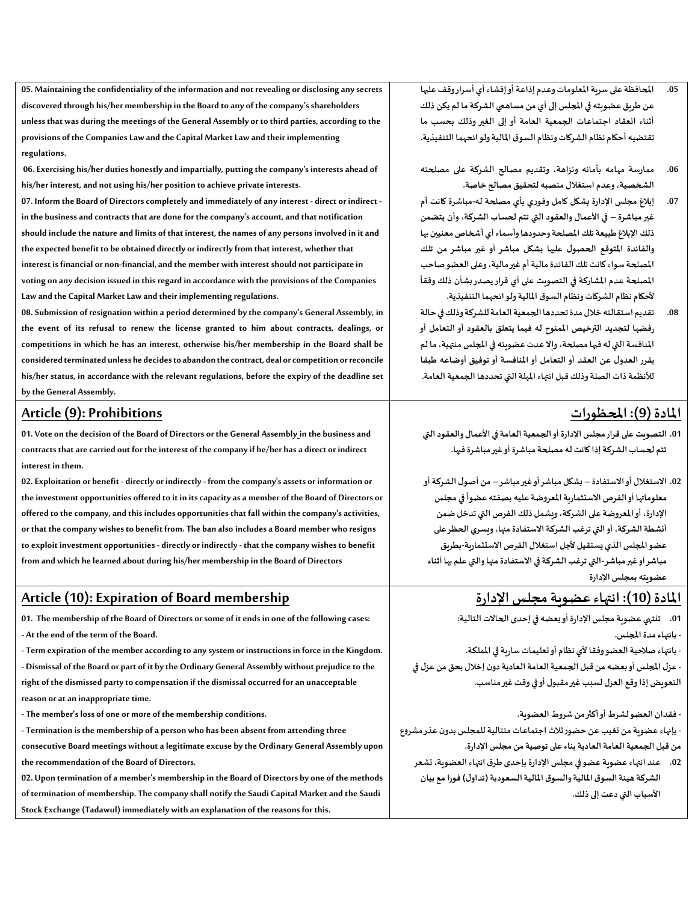| | |
|---|---|
| 05. Maintaining the confidentiality of the information and not revealing or disclosing any secrets discovered through his/her membership in the Board to any of the company's shareholders unless that was during the meetings of the General Assembly or to third parties, according to the provisions of the Companies Law and the Capital Market Law and their implementing regulations. | 05. المحافظة على سرية المعلومات وعدم إذاعة أو إفشاء أي أسرار وقف عليها عن طريق عضويته في المجلس إلى أي من مساهمي الشركة ما لم يكن ذلك أثناء انعقاد اجتماعات الجمعية العامة أو إلى الغير وذلك بحسب ما تقتضيه أحكام نظام الشركات ونظام السوق المالية ولو ائحهما التنفيذية. |
| 06. Exercising his/her duties honestly and impartially, putting the company's interests ahead of his/her interest, and not using his/her position to achieve private interests. | 06. ممارسة مهامه بأمانه ونزاهة، وتقديم مصالح الشركة على مصلحته الشخصية، وعدم استغلال منصبه لتحقيق مصالح خاصة. |
| 07. Inform the Board of Directors completely and immediately of any interest - direct or indirect - in the business and contracts that are done for the company's account, and that notification should include the nature and limits of that interest, the names of any persons involved in it and the expected benefit to be obtained directly or indirectly from that interest, whether that interest is financial or non-financial, and the member with interest should not participate in voting on any decision issued in this regard in accordance with the provisions of the Companies Law and the Capital Market Law and their implementing regulations. | 07. إبلاغ مجلس الإدارة بشكل كامل وفوري بأي مصلحة له-مباشرة كانت أم غير مباشرة – في الأعمال والعقود التي تتم لحساب الشركة، وأن يتضمن ذلك الإبلاغ طبيعة تلك المصلحة وحدودها وأسماء أي أشخاص معنيين بها والفائدة المتوقع الحصول عليها بشكل مباشر أو غير مباشر من تلك المصلحة سواء كانت تلك الفائدة مالية أم غير مالية، وعلى العضو صاحب المصلحة عدم المشاركة في التصويت على أي قرار يصدر بشأن ذلك وفقاً لأحكام نظام الشركات ونظام السوق المالية ولو ائحهما التنفيذية. |
| 08. Submission of resignation within a period determined by the company's General Assembly, in the event of its refusal to renew the license granted to him about contracts, dealings, or competitions in which he has an interest, otherwise his/her membership in the Board shall be considered terminated unless he decides to abandon the contract, deal or competition or reconcile his/her status, in accordance with the relevant regulations, before the expiry of the deadline set by the General Assembly. | 08. تقديم استقالته خلال مدة تحددها الجمعية العامة للشركة وذلك في حالة رفضها لتجديد الترخيص الممنوح له فيما يتعلق بالعقود أو التعامل أو المنافسة التي له فيها مصلحة، وإلا عدت عضويته في المجلس منتهية، ما لم يقرر العدول عن العقد أو التعامل أو المنافسة أو توفيق أوضاعه طبقا للأنظمة ذات الصلة وذلك قبل انتهاء المهلة التي تحددها الجمعية العامة. |
| **Article (9): Prohibitions** | **المادة (9): المحظورات** |
| 01. Vote on the decision of the Board of Directors or the General Assembly in the business and contracts that are carried out for the interest of the company if he/her has a direct or indirect interest in them. | 01. التصويت على قرار مجلس الإدارة أو الجمعية العامة في الأعمال والعقود التي تتم لحساب الشركة إذا كانت له مصلحة مباشرة أو غير مباشرة فيها. |
| 02. Exploitation or benefit - directly or indirectly - from the company's assets or information or the investment opportunities offered to it in its capacity as a member of the Board of Directors or offered to the company, and this includes opportunities that fall within the company's activities, or that the company wishes to benefit from. The ban also includes a Board member who resigns to exploit investment opportunities - directly or indirectly - that the company wishes to benefit from and which he learned about during his/her membership in the Board of Directors | 02. الاستغلال أو الاستفادة – بشكل مباشر أو غير مباشر – من أصول الشركة أو معلوماتها أو الفرص الاستثمارية المعروضة عليه بصفته عضواً في مجلس الإدارة، أو المعروضة على الشركة، ويشمل ذلك الفرص التي تدخل ضمن أنشطة الشركة، أو التي ترغب الشركة الاستفادة منها، ويسري الحظر على عضو المجلس الذي يستقيل لأجل استغلال الفرص الاستثمارية-بطريق مباشر أو غير مباشر-التي ترغب الشركة في الاستفادة منها والتي علم بها أثناء عضويته بمجلس الإدارة |
| **Article (10): Expiration of Board membership** | **المادة (10): انتهاء عضوية مجلس الإدارة** |
| 01. The membership of the Board of Directors or some of it ends in one of the following cases:<br>- At the end of the term of the Board.<br>- Term expiration of the member according to any system or instructions in force in the Kingdom.<br>- Dismissal of the Board or part of it by the Ordinary General Assembly without prejudice to the right of the dismissed party to compensation if the dismissal occurred for an unacceptable reason or at an inappropriate time.<br>- The member's loss of one or more of the membership conditions.<br>- Termination is the membership of a person who has been absent from attending three consecutive Board meetings without a legitimate excuse by the Ordinary General Assembly upon the recommendation of the Board of Directors. | 01. تنتهي عضوية مجلس الإدارة أو بعضه في إحدى الحالات التالية:<br>- بانتهاء مدة المجلس.<br>- بانتهاء صلاحية العضو وفقا لأي نظام أو تعليمات سارية في المملكة.<br>- عزل المجلس أو بعضه من قبل الجمعية العامة العادية دون إخلال بحق من عزل في التعويض إذا وقع العزل لسبب غير مقبول أو في وقت غير مناسب.<br>- فقدان العضو لشرط أو أكثر من شروط العضوية.<br>- بإنهاء عضوية من تغيب عن حضور ثلاث اجتماعات متتالية للمجلس بدون عذر مشروع من قبل الجمعية العامة العادية بناء على توصية من مجلس الإدارة. |
| 02. Upon termination of a member's membership in the Board of Directors by one of the methods of termination of membership. The company shall notify the Saudi Capital Market and the Saudi Stock Exchange (Tadawul) immediately with an explanation of the reasons for this. | 02. عند انتهاء عضوية عضو في مجلس الإدارة بإحدى طرق انتهاء العضوية، تشعر الشركة هيئة السوق المالية والسوق المالية السعودية (تداول) فورا مع بيان الأسباب التي دعت إلى ذلك. |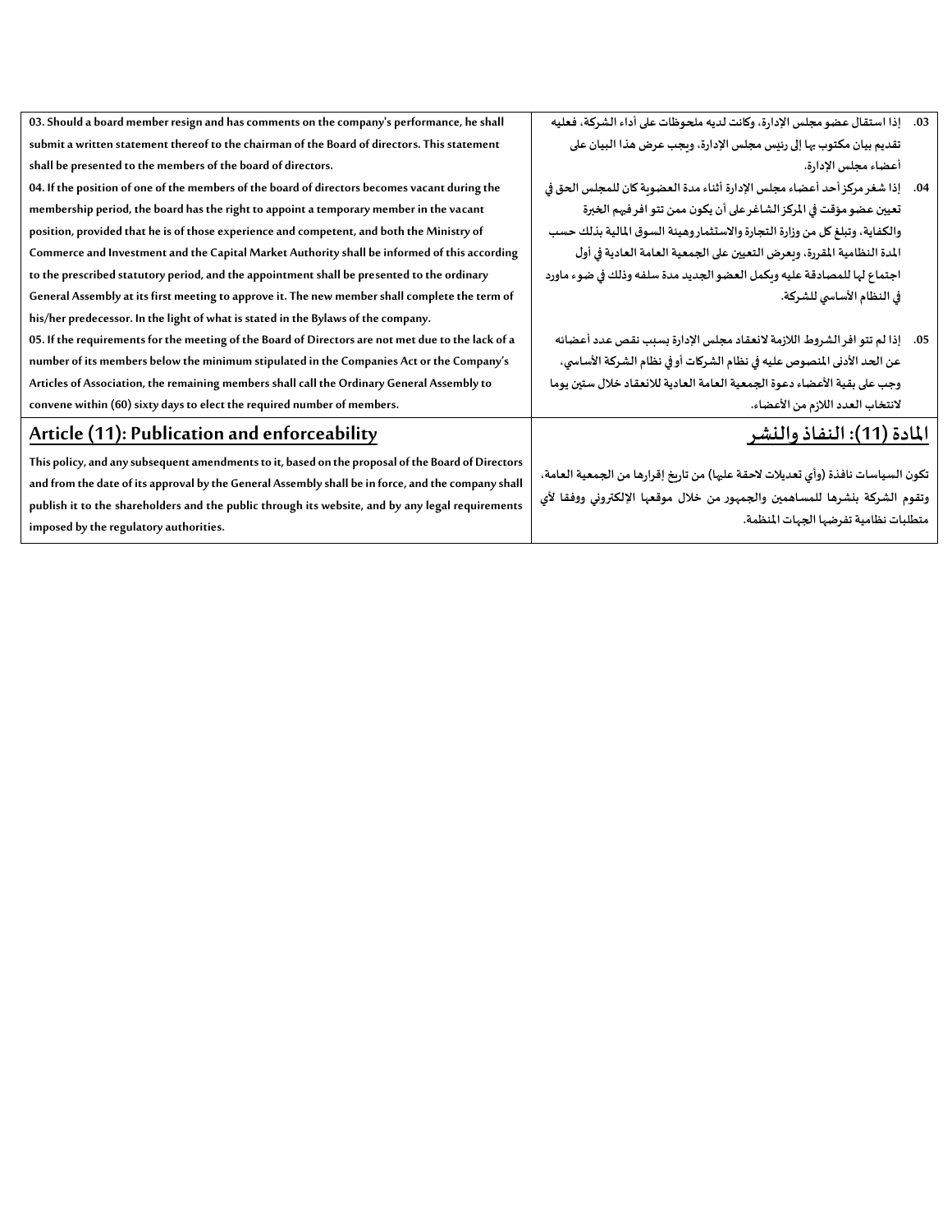| | |
|---|---|
| 03. Should a board member resign and has comments on the company's performance, he shall submit a written statement thereof to the chairman of the Board of directors. This statement shall be presented to the members of the board of directors. | 03. إذا استقال عضو مجلس الإدارة، وكانت لديه ملحوظات على أداء الشركة، فعليه تقديم بيان مكتوب بها إلى رئيس مجلس الإدارة، ويجب عرض هذا البيان على أعضاء مجلس الإدارة. |
| 04. If the position of one of the members of the board of directors becomes vacant during the membership period, the board has the right to appoint a temporary member in the vacant position, provided that he is of those experience and competent, and both the Ministry of Commerce and Investment and the Capital Market Authority shall be informed of this according to the prescribed statutory period, and the appointment shall be presented to the ordinary General Assembly at its first meeting to approve it. The new member shall complete the term of his/her predecessor. In the light of what is stated in the Bylaws of the company. | 04. إذا شغر مركز أحد أعضاء مجلس الإدارة أثناء مدة العضوية كان للمجلس الحق في تعيين عضو مؤقت في المركز الشاغر على أن يكون ممن تتو افر فيهم الخبرة والكفاية، وتبلغ كل من وزارة التجارة والاستثمار وهيئة السوق المالية بذلك حسب المدة النظامية المقررة، ويعرض التعيين على الجمعية العامة العادية في أول اجتماع لها للمصادقة عليه ويكمل العضو الجديد مدة سلفه وذلك في ضوء ماورد في النظام الأساسي للشركة. |
| 05. If the requirements for the meeting of the Board of Directors are not met due to the lack of a number of its members below the minimum stipulated in the Companies Act or the Company's Articles of Association, the remaining members shall call the Ordinary General Assembly to convene within (60) sixty days to elect the required number of members. | 05. إذا لم تتو افر الشروط اللازمة لانعقاد مجلس الإدارة بسبب نقص عدد أعضائه عن الحد الأدنى المنصوص عليه في نظام الشركات أو في نظام الشركة الأساسي، وجب على بقية الأعضاء دعوة الجمعية العامة العادية للانعقاد خلال ستين يوما لانتخاب العدد اللازم من الأعضاء. |
| **Article (11): Publication and enforceability** | **المادة (11): النفاذ والنشر** |
| This policy, and any subsequent amendments to it, based on the proposal of the Board of Directors and from the date of its approval by the General Assembly shall be in force, and the company shall publish it to the shareholders and the public through its website, and by any legal requirements imposed by the regulatory authorities. | تكون السياسات نافذة (وأي تعديلات لاحقة عليها) من تاريخ إقرارها من الجمعية العامة، وتقوم الشركة بنشرها للمساهمين والجمهور من خلال موقعها الإلكتروني ووفقا لأي متطلبات نظامية تفرضها الجهات المنظمة. |